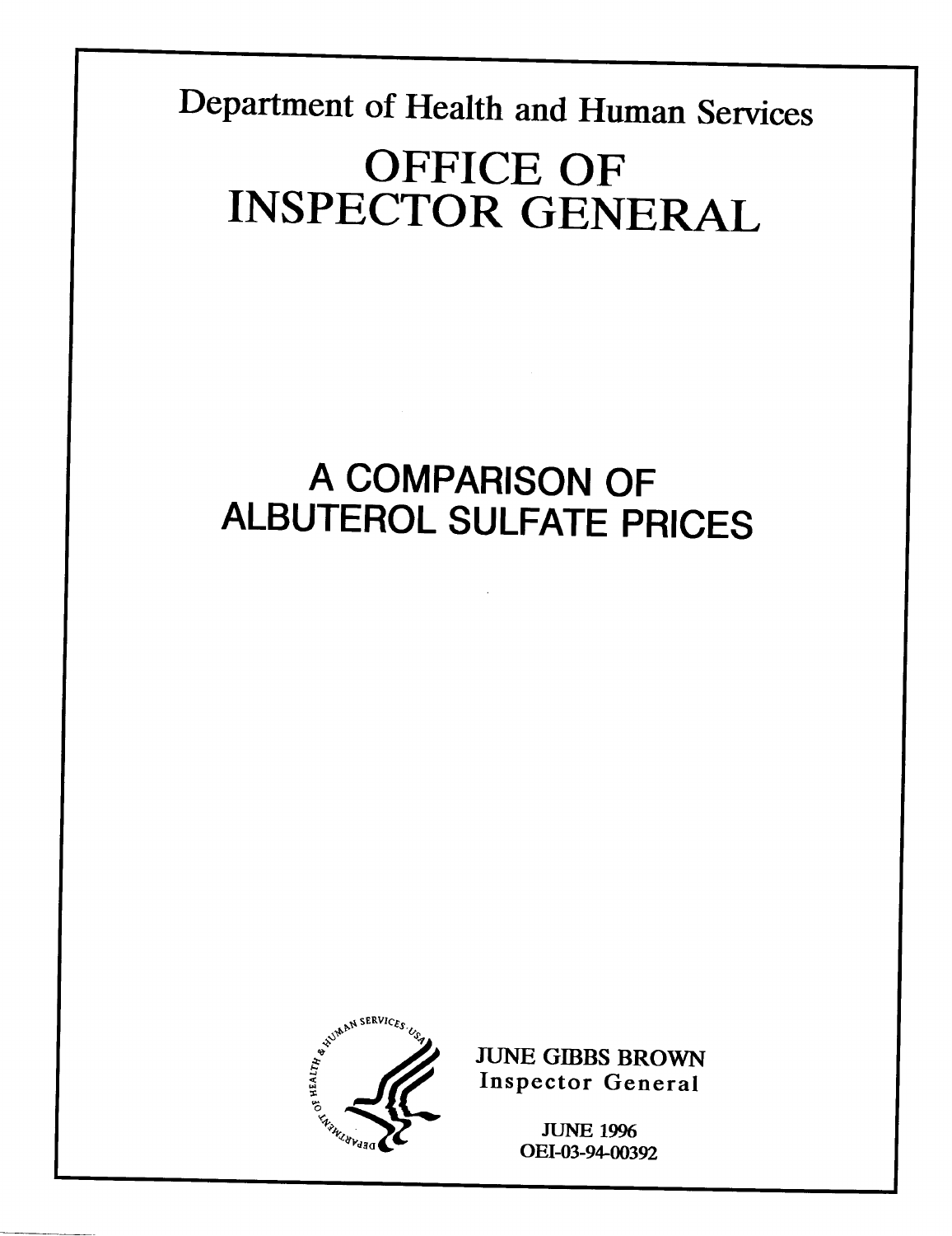Department of Health and Human Services

# OFFICE OF INSPECTOR GENERAL

# A COMPARISON OF ALBUTEROL SULFATE PRICES

JUNE GIBBS BROWN
Inspector General

JUNE 1996
OEI-03-94-00392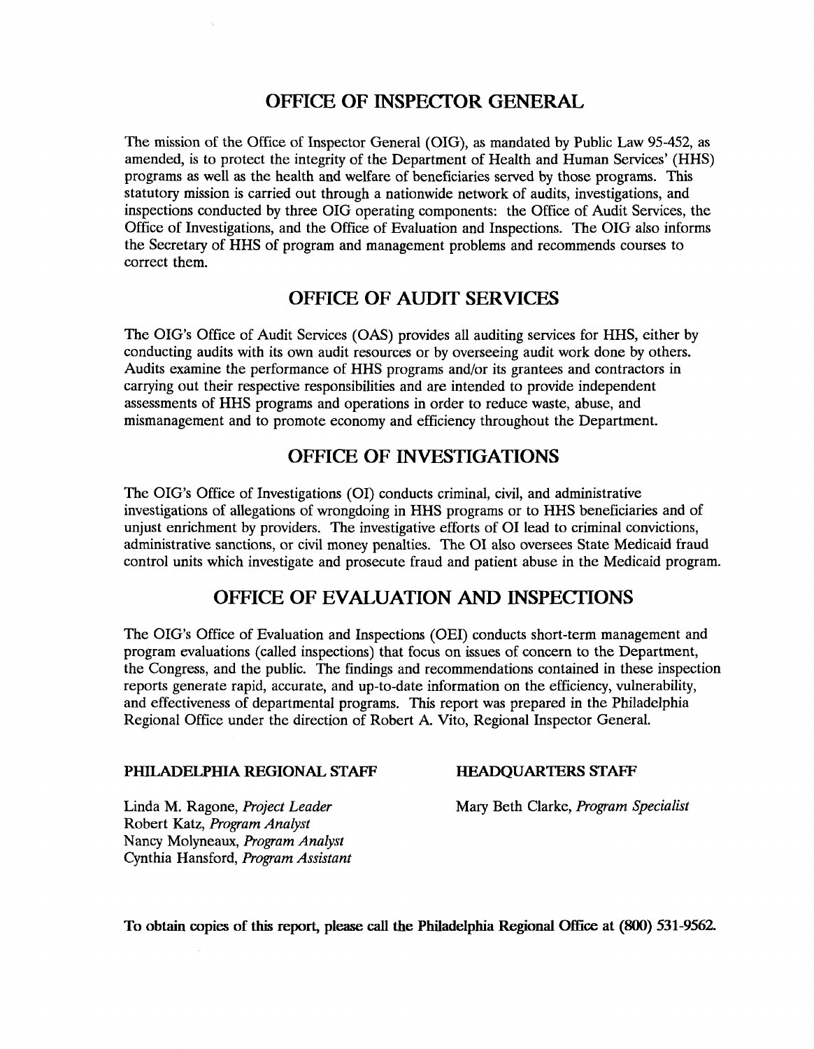# OFFICE OF INSPECTOR GENERAL

The mission of the Office of Inspector General (OIG), as mandated by Public Law 95-452, as amended, is to protect the integrity of the Department of Health and Human Services' (HHS) programs as well as the health and welfare of beneficiaries served by those programs. This statutory mission is carried out through a nationwide network of audits, investigations, and inspections conducted by three OIG operating components: the Office of Audit Services, the Office of Investigations, and the Office of Evaluation and Inspections. The OIG also informs the Secretary of HHS of program and management problems and recommends courses to correct them.

# OFFICE OF AUDIT SERVICES

The OIG's Office of Audit Services (OAS) provides all auditing services for HHS, either by conducting audits with its own audit resources or by overseeing audit work done by others. Audits examine the performance of HHS programs and/or its grantees and contractors in carrying out their respective responsibilities and are intended to provide independent assessments of HHS programs and operations in order to reduce waste, abuse, and mismanagement and to promote economy and efficiency throughout the Department.

# OFFICE OF INVESTIGATIONS

The OIG's Office of Investigations (OI) conducts criminal, civil, and administrative investigations of allegations of wrongdoing in HHS programs or to HHS beneficiaries and of unjust enrichment by providers. The investigative efforts of OI lead to criminal convictions, administrative sanctions, or civil money penalties. The OI also oversees State Medicaid fraud control units which investigate and prosecute fraud and patient abuse in the Medicaid program.

# OFFICE OF EVALUATION AND INSPECTIONS

The OIG's Office of Evaluation and Inspections (OEI) conducts short-term management and program evaluations (called inspections) that focus on issues of concern to the Department, the Congress, and the public. The findings and recommendations contained in these inspection reports generate rapid, accurate, and up-to-date information on the efficiency, vulnerability, and effectiveness of departmental programs. This report was prepared in the Philadelphia Regional Office under the direction of Robert A. Vito, Regional Inspector General.

**PHILADELPHIA REGIONAL STAFF**

Linda M. Ragone, *Project Leader*
Robert Katz, *Program Analyst*
Nancy Molyneaux, *Program Analyst*
Cynthia Hansford, *Program Assistant*

**HEADQUARTERS STAFF**

Mary Beth Clarke, *Program Specialist*

**To obtain copies of this report, please call the Philadelphia Regional Office at (800) 531-9562.**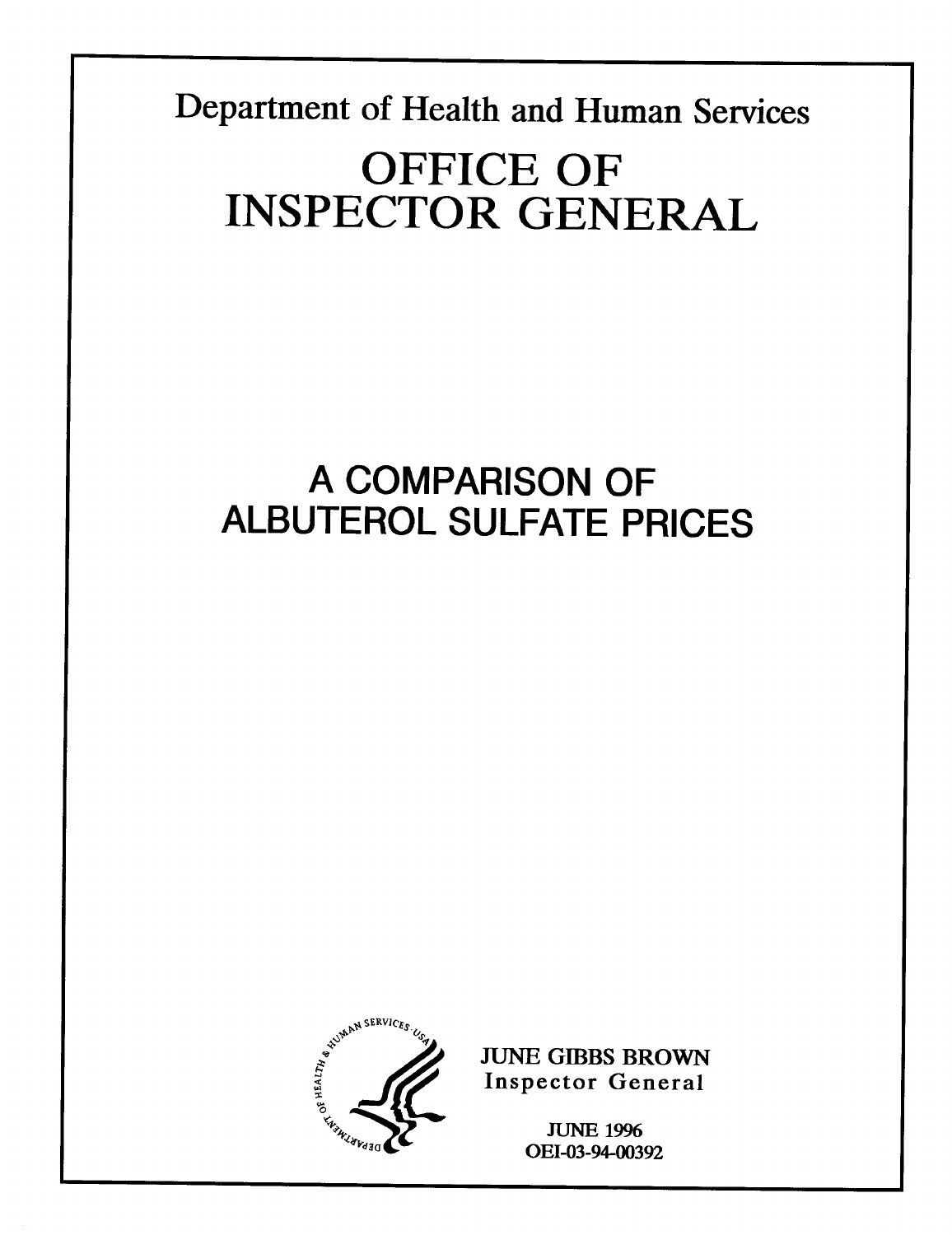Department of Health and Human Services

# OFFICE OF INSPECTOR GENERAL

# A COMPARISON OF ALBUTEROL SULFATE PRICES

JUNE GIBBS BROWN
Inspector General

JUNE 1996
OEI-03-94-00392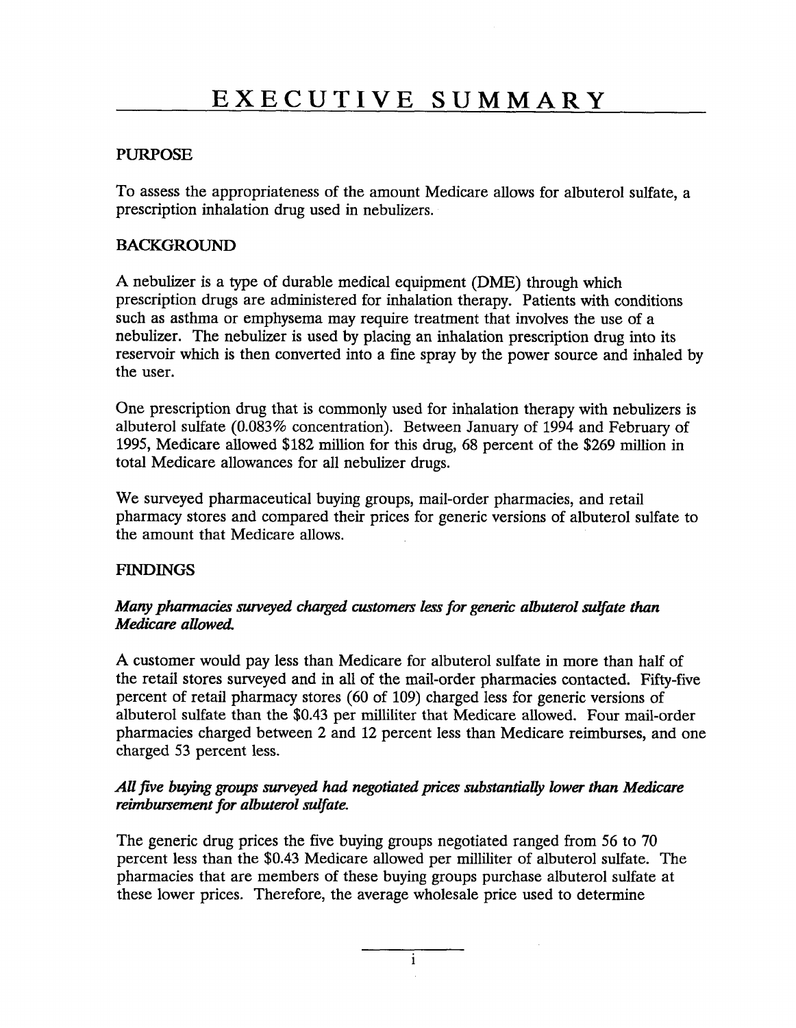# EXECUTIVE SUMMARY

## PURPOSE

To assess the appropriateness of the amount Medicare allows for albuterol sulfate, a prescription inhalation drug used in nebulizers.

## BACKGROUND

A nebulizer is a type of durable medical equipment (DME) through which prescription drugs are administered for inhalation therapy. Patients with conditions such as asthma or emphysema may require treatment that involves the use of a nebulizer. The nebulizer is used by placing an inhalation prescription drug into its reservoir which is then converted into a fine spray by the power source and inhaled by the user.

One prescription drug that is commonly used for inhalation therapy with nebulizers is albuterol sulfate (0.083% concentration). Between January of 1994 and February of 1995, Medicare allowed $182 million for this drug, 68 percent of the $269 million in total Medicare allowances for all nebulizer drugs.

We surveyed pharmaceutical buying groups, mail-order pharmacies, and retail pharmacy stores and compared their prices for generic versions of albuterol sulfate to the amount that Medicare allows.

## FINDINGS

***Many pharmacies surveyed charged customers less for generic albuterol sulfate than Medicare allowed.***

A customer would pay less than Medicare for albuterol sulfate in more than half of the retail stores surveyed and in all of the mail-order pharmacies contacted. Fifty-five percent of retail pharmacy stores (60 of 109) charged less for generic versions of albuterol sulfate than the $0.43 per milliliter that Medicare allowed. Four mail-order pharmacies charged between 2 and 12 percent less than Medicare reimburses, and one charged 53 percent less.

***All five buying groups surveyed had negotiated prices substantially lower than Medicare reimbursement for albuterol sulfate.***

The generic drug prices the five buying groups negotiated ranged from 56 to 70 percent less than the $0.43 Medicare allowed per milliliter of albuterol sulfate. The pharmacies that are members of these buying groups purchase albuterol sulfate at these lower prices. Therefore, the average wholesale price used to determine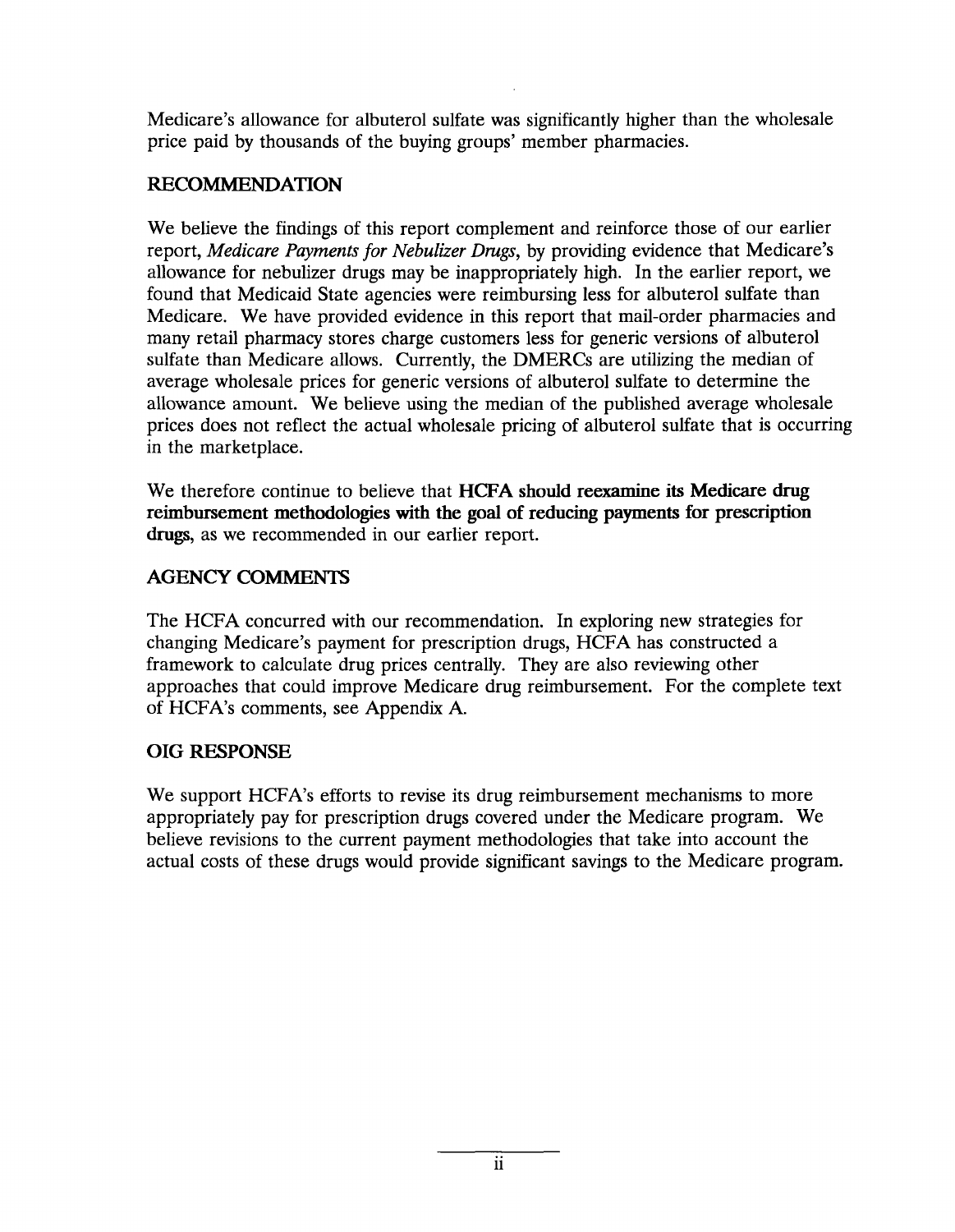Medicare's allowance for albuterol sulfate was significantly higher than the wholesale price paid by thousands of the buying groups' member pharmacies.

## RECOMMENDATION

We believe the findings of this report complement and reinforce those of our earlier report, *Medicare Payments for Nebulizer Drugs*, by providing evidence that Medicare's allowance for nebulizer drugs may be inappropriately high. In the earlier report, we found that Medicaid State agencies were reimbursing less for albuterol sulfate than Medicare. We have provided evidence in this report that mail-order pharmacies and many retail pharmacy stores charge customers less for generic versions of albuterol sulfate than Medicare allows. Currently, the DMERCs are utilizing the median of average wholesale prices for generic versions of albuterol sulfate to determine the allowance amount. We believe using the median of the published average wholesale prices does not reflect the actual wholesale pricing of albuterol sulfate that is occurring in the marketplace.

We therefore continue to believe that **HCFA should reexamine its Medicare drug reimbursement methodologies with the goal of reducing payments for prescription drugs**, as we recommended in our earlier report.

## AGENCY COMMENTS

The HCFA concurred with our recommendation. In exploring new strategies for changing Medicare's payment for prescription drugs, HCFA has constructed a framework to calculate drug prices centrally. They are also reviewing other approaches that could improve Medicare drug reimbursement. For the complete text of HCFA's comments, see Appendix A.

## OIG RESPONSE

We support HCFA's efforts to revise its drug reimbursement mechanisms to more appropriately pay for prescription drugs covered under the Medicare program. We believe revisions to the current payment methodologies that take into account the actual costs of these drugs would provide significant savings to the Medicare program.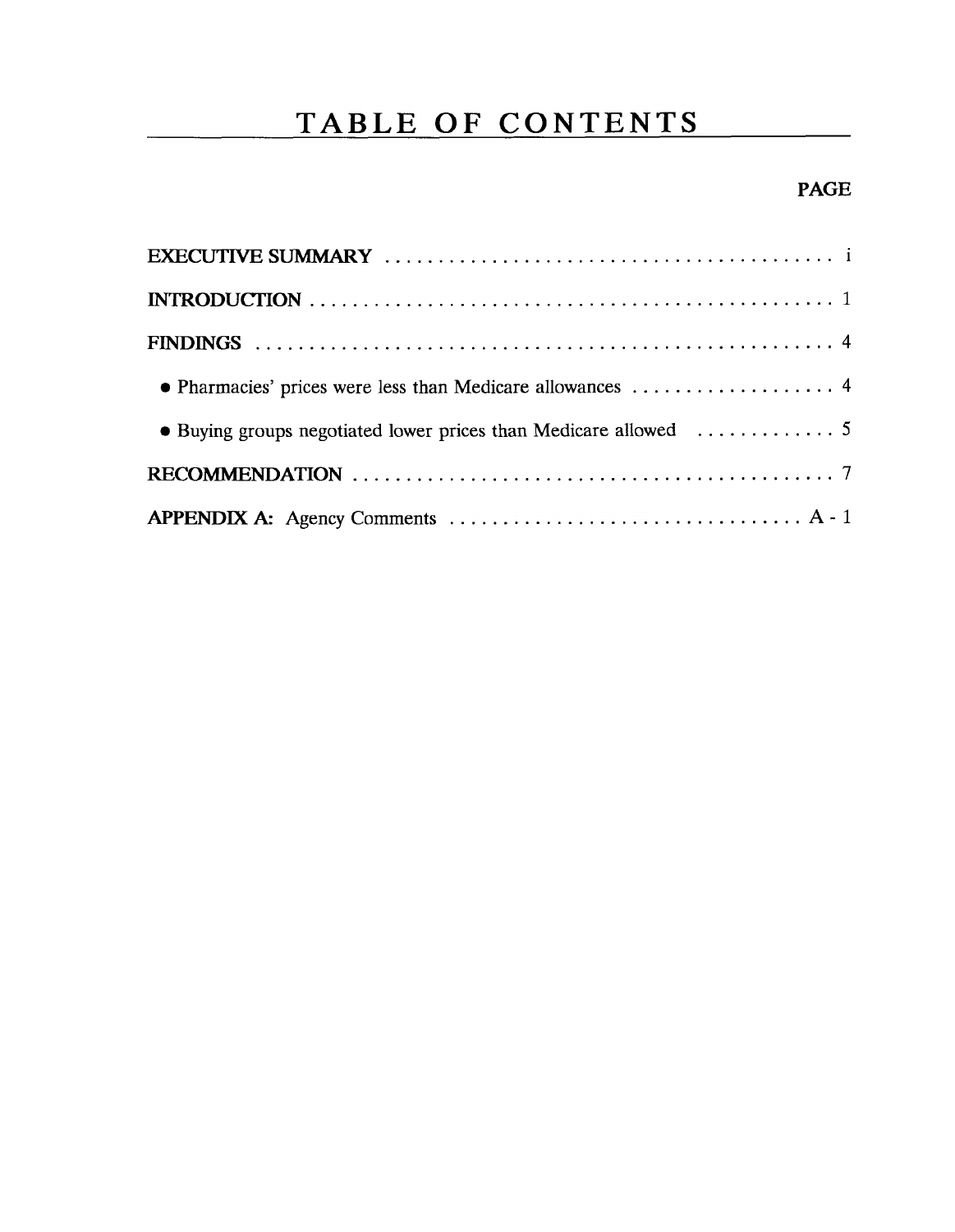# TABLE OF CONTENTS

| | PAGE |
|---|---|
| **EXECUTIVE SUMMARY** | i |
| **INTRODUCTION** | 1 |
| **FINDINGS** | 4 |
| • Pharmacies' prices were less than Medicare allowances | 4 |
| • Buying groups negotiated lower prices than Medicare allowed | 5 |
| **RECOMMENDATION** | 7 |
| **APPENDIX A:** Agency Comments | A - 1 |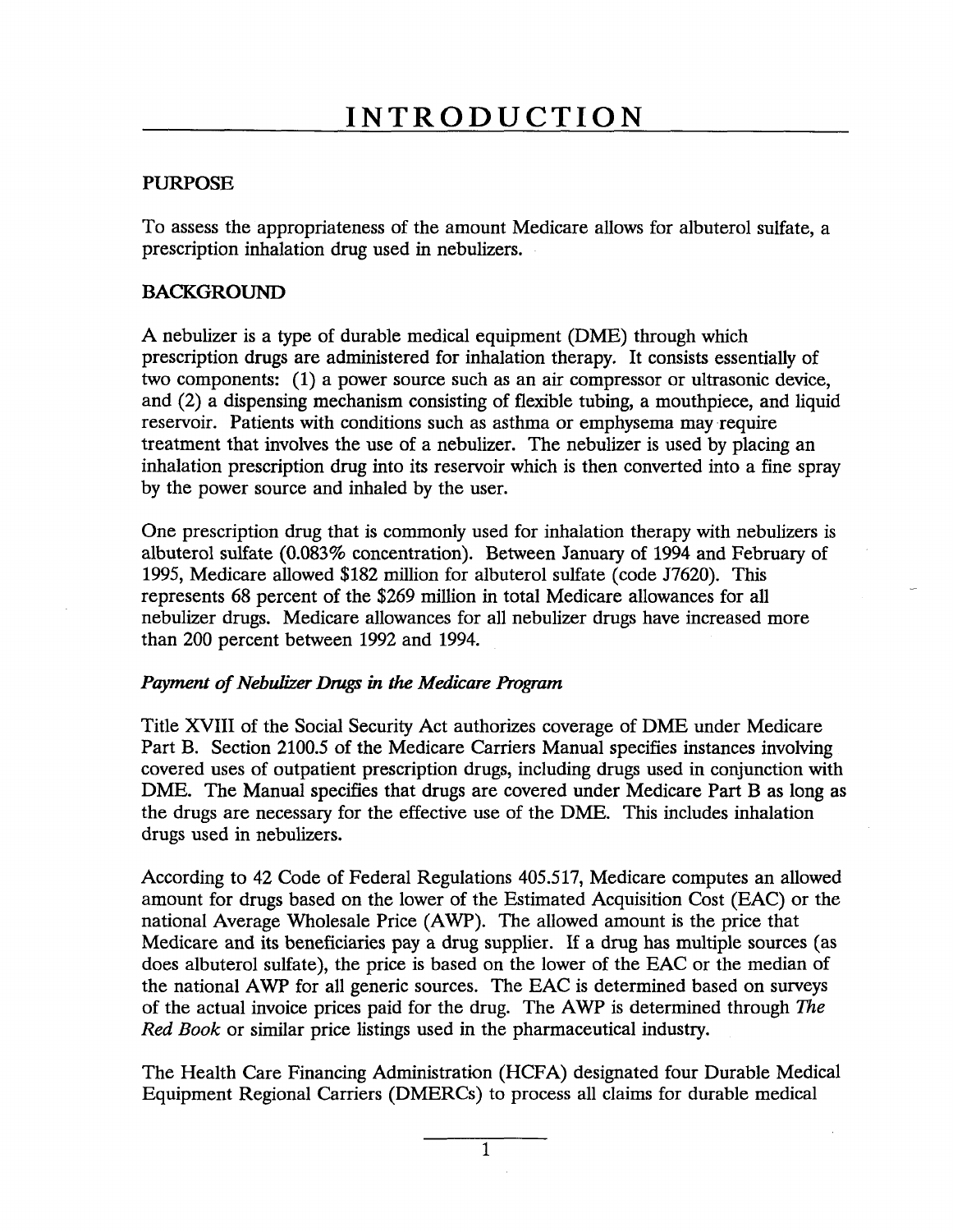# INTRODUCTION

## PURPOSE

To assess the appropriateness of the amount Medicare allows for albuterol sulfate, a prescription inhalation drug used in nebulizers.

## BACKGROUND

A nebulizer is a type of durable medical equipment (DME) through which prescription drugs are administered for inhalation therapy. It consists essentially of two components: (1) a power source such as an air compressor or ultrasonic device, and (2) a dispensing mechanism consisting of flexible tubing, a mouthpiece, and liquid reservoir. Patients with conditions such as asthma or emphysema may require treatment that involves the use of a nebulizer. The nebulizer is used by placing an inhalation prescription drug into its reservoir which is then converted into a fine spray by the power source and inhaled by the user.

One prescription drug that is commonly used for inhalation therapy with nebulizers is albuterol sulfate (0.083% concentration). Between January of 1994 and February of 1995, Medicare allowed $182 million for albuterol sulfate (code J7620). This represents 68 percent of the $269 million in total Medicare allowances for all nebulizer drugs. Medicare allowances for all nebulizer drugs have increased more than 200 percent between 1992 and 1994.

### *Payment of Nebulizer Drugs in the Medicare Program*

Title XVIII of the Social Security Act authorizes coverage of DME under Medicare Part B. Section 2100.5 of the Medicare Carriers Manual specifies instances involving covered uses of outpatient prescription drugs, including drugs used in conjunction with DME. The Manual specifies that drugs are covered under Medicare Part B as long as the drugs are necessary for the effective use of the DME. This includes inhalation drugs used in nebulizers.

According to 42 Code of Federal Regulations 405.517, Medicare computes an allowed amount for drugs based on the lower of the Estimated Acquisition Cost (EAC) or the national Average Wholesale Price (AWP). The allowed amount is the price that Medicare and its beneficiaries pay a drug supplier. If a drug has multiple sources (as does albuterol sulfate), the price is based on the lower of the EAC or the median of the national AWP for all generic sources. The EAC is determined based on surveys of the actual invoice prices paid for the drug. The AWP is determined through *The Red Book* or similar price listings used in the pharmaceutical industry.

The Health Care Financing Administration (HCFA) designated four Durable Medical Equipment Regional Carriers (DMERCs) to process all claims for durable medical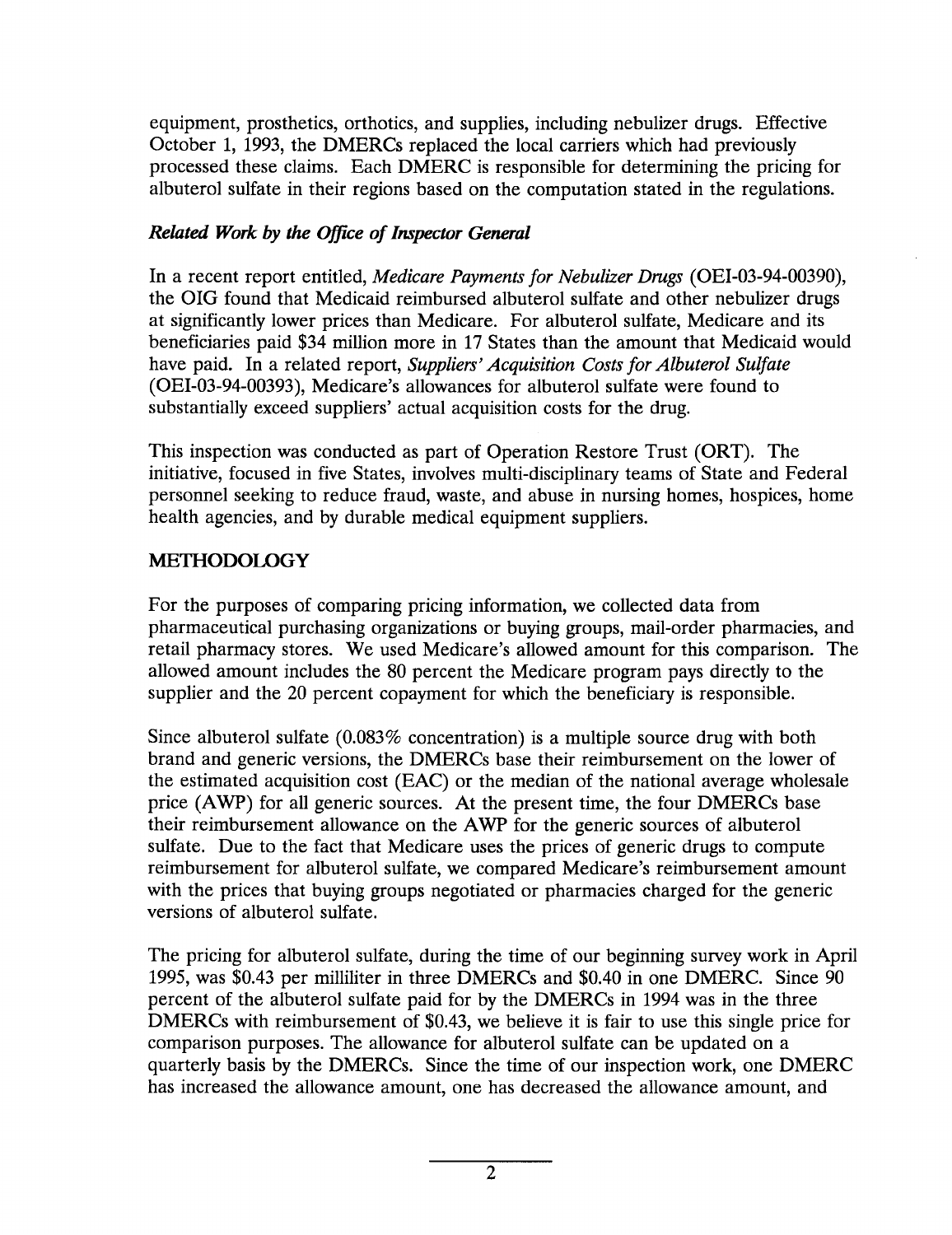equipment, prosthetics, orthotics, and supplies, including nebulizer drugs. Effective October 1, 1993, the DMERCs replaced the local carriers which had previously processed these claims. Each DMERC is responsible for determining the pricing for albuterol sulfate in their regions based on the computation stated in the regulations.

### *Related Work by the Office of Inspector General*

In a recent report entitled, *Medicare Payments for Nebulizer Drugs* (OEI-03-94-00390), the OIG found that Medicaid reimbursed albuterol sulfate and other nebulizer drugs at significantly lower prices than Medicare. For albuterol sulfate, Medicare and its beneficiaries paid $34 million more in 17 States than the amount that Medicaid would have paid. In a related report, *Suppliers' Acquisition Costs for Albuterol Sulfate* (OEI-03-94-00393), Medicare's allowances for albuterol sulfate were found to substantially exceed suppliers' actual acquisition costs for the drug.

This inspection was conducted as part of Operation Restore Trust (ORT). The initiative, focused in five States, involves multi-disciplinary teams of State and Federal personnel seeking to reduce fraud, waste, and abuse in nursing homes, hospices, home health agencies, and by durable medical equipment suppliers.

## METHODOLOGY

For the purposes of comparing pricing information, we collected data from pharmaceutical purchasing organizations or buying groups, mail-order pharmacies, and retail pharmacy stores. We used Medicare's allowed amount for this comparison. The allowed amount includes the 80 percent the Medicare program pays directly to the supplier and the 20 percent copayment for which the beneficiary is responsible.

Since albuterol sulfate (0.083% concentration) is a multiple source drug with both brand and generic versions, the DMERCs base their reimbursement on the lower of the estimated acquisition cost (EAC) or the median of the national average wholesale price (AWP) for all generic sources. At the present time, the four DMERCs base their reimbursement allowance on the AWP for the generic sources of albuterol sulfate. Due to the fact that Medicare uses the prices of generic drugs to compute reimbursement for albuterol sulfate, we compared Medicare's reimbursement amount with the prices that buying groups negotiated or pharmacies charged for the generic versions of albuterol sulfate.

The pricing for albuterol sulfate, during the time of our beginning survey work in April 1995, was $0.43 per milliliter in three DMERCs and $0.40 in one DMERC. Since 90 percent of the albuterol sulfate paid for by the DMERCs in 1994 was in the three DMERCs with reimbursement of $0.43, we believe it is fair to use this single price for comparison purposes. The allowance for albuterol sulfate can be updated on a quarterly basis by the DMERCs. Since the time of our inspection work, one DMERC has increased the allowance amount, one has decreased the allowance amount, and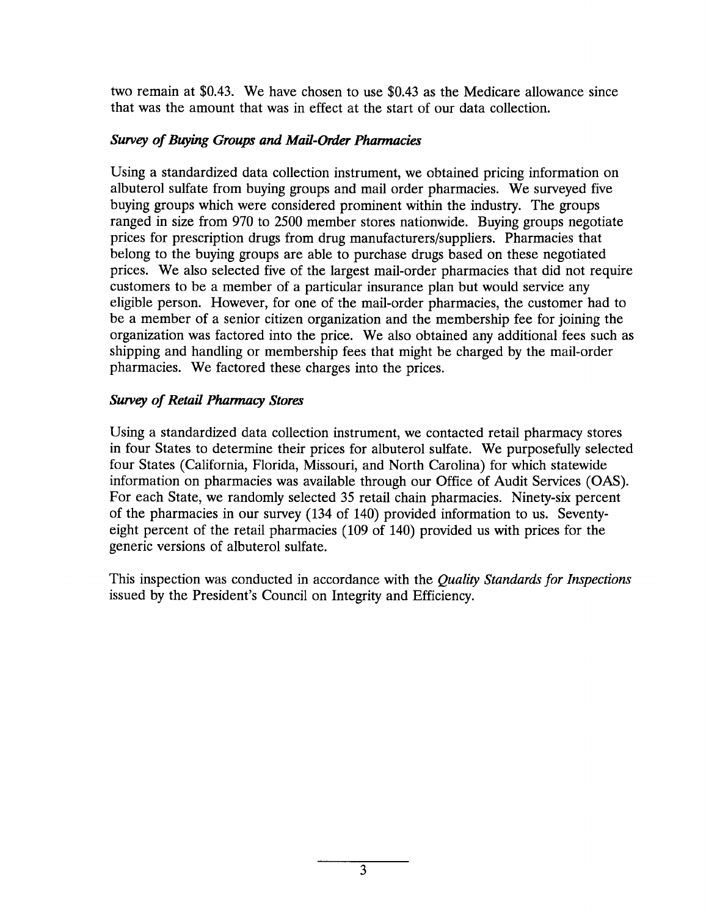two remain at $0.43. We have chosen to use $0.43 as the Medicare allowance since that was the amount that was in effect at the start of our data collection.

### *Survey of Buying Groups and Mail-Order Pharmacies*

Using a standardized data collection instrument, we obtained pricing information on albuterol sulfate from buying groups and mail order pharmacies. We surveyed five buying groups which were considered prominent within the industry. The groups ranged in size from 970 to 2500 member stores nationwide. Buying groups negotiate prices for prescription drugs from drug manufacturers/suppliers. Pharmacies that belong to the buying groups are able to purchase drugs based on these negotiated prices. We also selected five of the largest mail-order pharmacies that did not require customers to be a member of a particular insurance plan but would service any eligible person. However, for one of the mail-order pharmacies, the customer had to be a member of a senior citizen organization and the membership fee for joining the organization was factored into the price. We also obtained any additional fees such as shipping and handling or membership fees that might be charged by the mail-order pharmacies. We factored these charges into the prices.

### *Survey of Retail Pharmacy Stores*

Using a standardized data collection instrument, we contacted retail pharmacy stores in four States to determine their prices for albuterol sulfate. We purposefully selected four States (California, Florida, Missouri, and North Carolina) for which statewide information on pharmacies was available through our Office of Audit Services (OAS). For each State, we randomly selected 35 retail chain pharmacies. Ninety-six percent of the pharmacies in our survey (134 of 140) provided information to us. Seventy-eight percent of the retail pharmacies (109 of 140) provided us with prices for the generic versions of albuterol sulfate.

This inspection was conducted in accordance with the *Quality Standards for Inspections* issued by the President's Council on Integrity and Efficiency.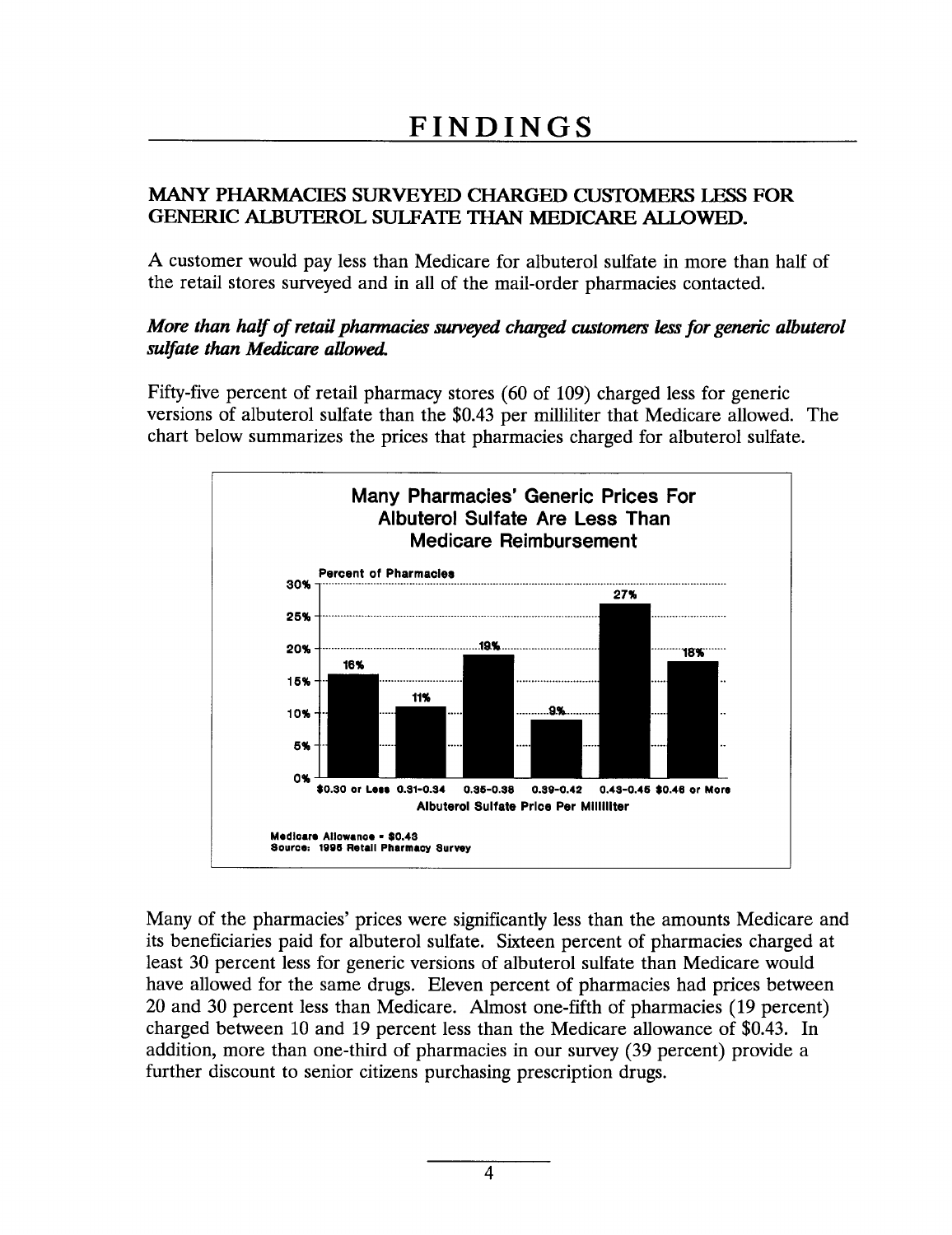# FINDINGS

## MANY PHARMACIES SURVEYED CHARGED CUSTOMERS LESS FOR GENERIC ALBUTEROL SULFATE THAN MEDICARE ALLOWED.

A customer would pay less than Medicare for albuterol sulfate in more than half of the retail stores surveyed and in all of the mail-order pharmacies contacted.

***More than half of retail pharmacies surveyed charged customers less for generic albuterol sulfate than Medicare allowed.***

Fifty-five percent of retail pharmacy stores (60 of 109) charged less for generic versions of albuterol sulfate than the $0.43 per milliliter that Medicare allowed. The chart below summarizes the prices that pharmacies charged for albuterol sulfate.

**Many Pharmacies' Generic Prices For Albuterol Sulfate Are Less Than Medicare Reimbursement**

| Albuterol Sulfate Price Per Milliliter | Percent of Pharmacies |
|---|---|
| $0.30 or Less | 16% |
| 0.31-0.34 | 11% |
| 0.35-0.38 | 19% |
| 0.39-0.42 | 9% |
| 0.43-0.45 | 27% |
| $0.46 or More | 18% |

Medicare Allowance = $0.43
Source: 1995 Retail Pharmacy Survey

Many of the pharmacies' prices were significantly less than the amounts Medicare and its beneficiaries paid for albuterol sulfate. Sixteen percent of pharmacies charged at least 30 percent less for generic versions of albuterol sulfate than Medicare would have allowed for the same drugs. Eleven percent of pharmacies had prices between 20 and 30 percent less than Medicare. Almost one-fifth of pharmacies (19 percent) charged between 10 and 19 percent less than the Medicare allowance of $0.43. In addition, more than one-third of pharmacies in our survey (39 percent) provide a further discount to senior citizens purchasing prescription drugs.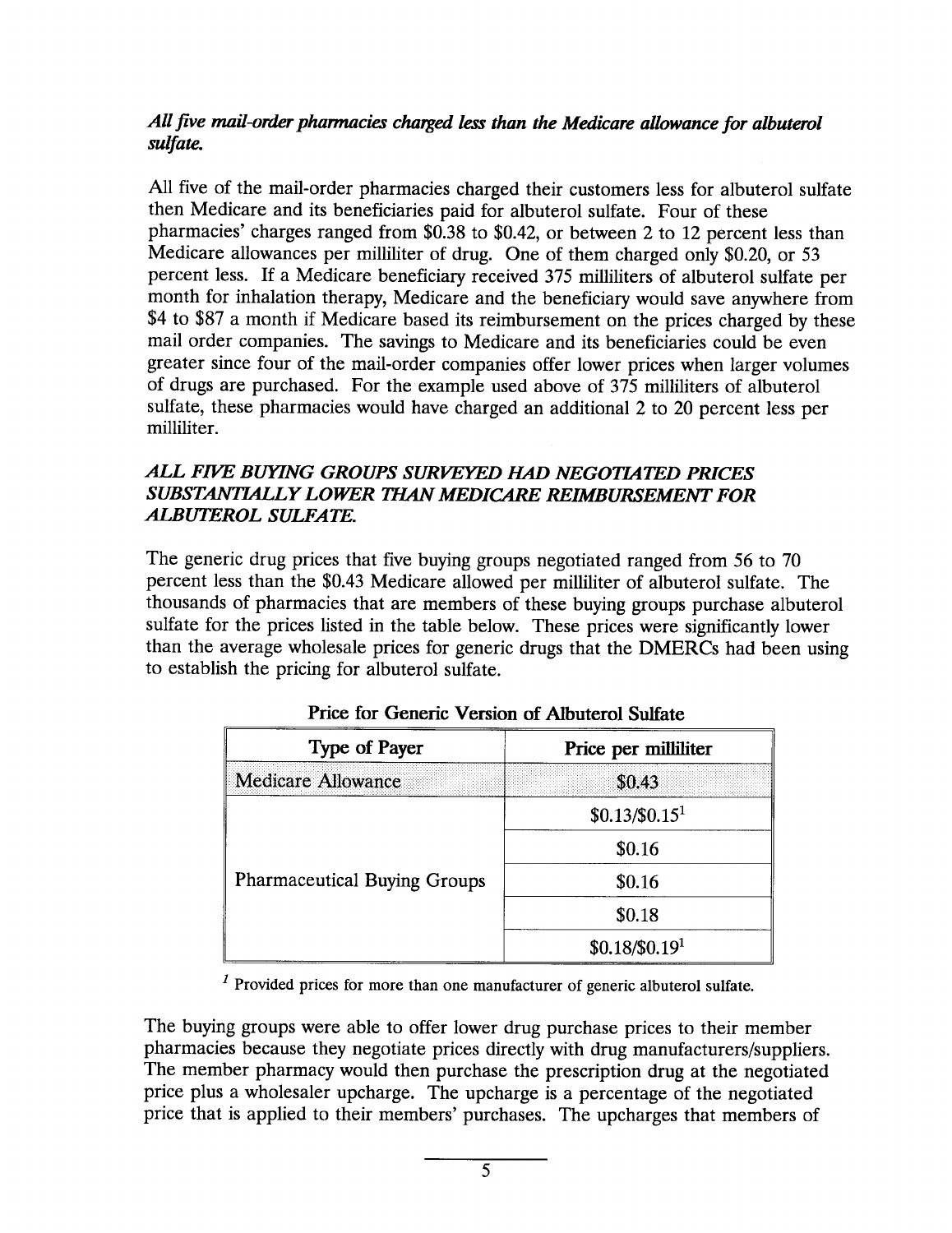***All five mail-order pharmacies charged less than the Medicare allowance for albuterol sulfate.***

All five of the mail-order pharmacies charged their customers less for albuterol sulfate then Medicare and its beneficiaries paid for albuterol sulfate. Four of these pharmacies' charges ranged from $0.38 to $0.42, or between 2 to 12 percent less than Medicare allowances per milliliter of drug. One of them charged only $0.20, or 53 percent less. If a Medicare beneficiary received 375 milliliters of albuterol sulfate per month for inhalation therapy, Medicare and the beneficiary would save anywhere from $4 to $87 a month if Medicare based its reimbursement on the prices charged by these mail order companies. The savings to Medicare and its beneficiaries could be even greater since four of the mail-order companies offer lower prices when larger volumes of drugs are purchased. For the example used above of 375 milliliters of albuterol sulfate, these pharmacies would have charged an additional 2 to 20 percent less per milliliter.

***ALL FIVE BUYING GROUPS SURVEYED HAD NEGOTIATED PRICES SUBSTANTIALLY LOWER THAN MEDICARE REIMBURSEMENT FOR ALBUTEROL SULFATE.***

The generic drug prices that five buying groups negotiated ranged from 56 to 70 percent less than the $0.43 Medicare allowed per milliliter of albuterol sulfate. The thousands of pharmacies that are members of these buying groups purchase albuterol sulfate for the prices listed in the table below. These prices were significantly lower than the average wholesale prices for generic drugs that the DMERCs had been using to establish the pricing for albuterol sulfate.

**Price for Generic Version of Albuterol Sulfate**

| Type of Payer | Price per milliliter |
|---|---|
| Medicare Allowance | $0.43 |
| Pharmaceutical Buying Groups | $0.13/$0.15[1] |
| | $0.16 |
| | $0.16 |
| | $0.18 |
| | $0.18/$0.19[1] |

[1] Provided prices for more than one manufacturer of generic albuterol sulfate.

The buying groups were able to offer lower drug purchase prices to their member pharmacies because they negotiate prices directly with drug manufacturers/suppliers. The member pharmacy would then purchase the prescription drug at the negotiated price plus a wholesaler upcharge. The upcharge is a percentage of the negotiated price that is applied to their members' purchases. The upcharges that members of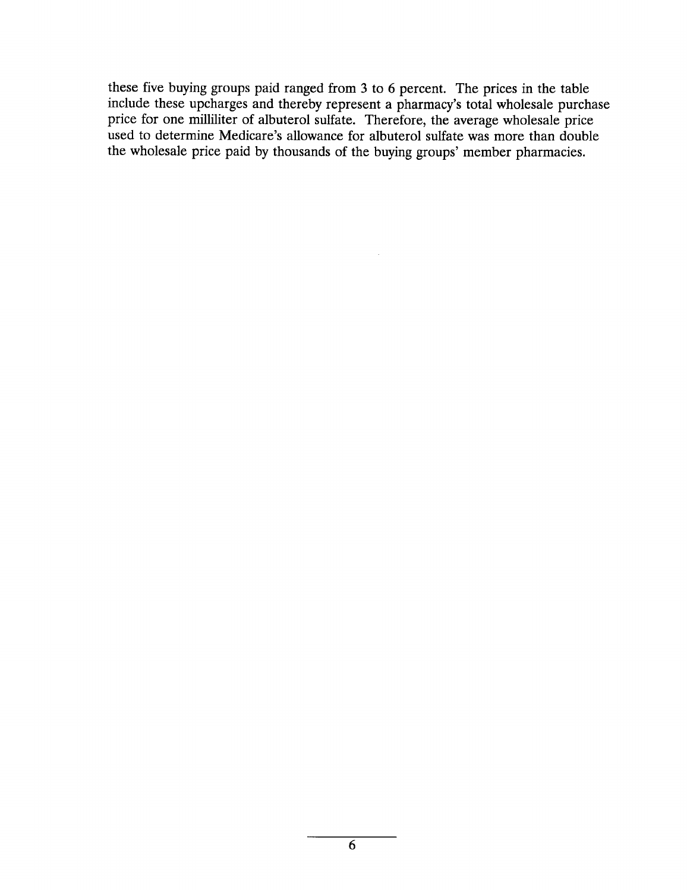these five buying groups paid ranged from 3 to 6 percent. The prices in the table include these upcharges and thereby represent a pharmacy's total wholesale purchase price for one milliliter of albuterol sulfate. Therefore, the average wholesale price used to determine Medicare's allowance for albuterol sulfate was more than double the wholesale price paid by thousands of the buying groups' member pharmacies.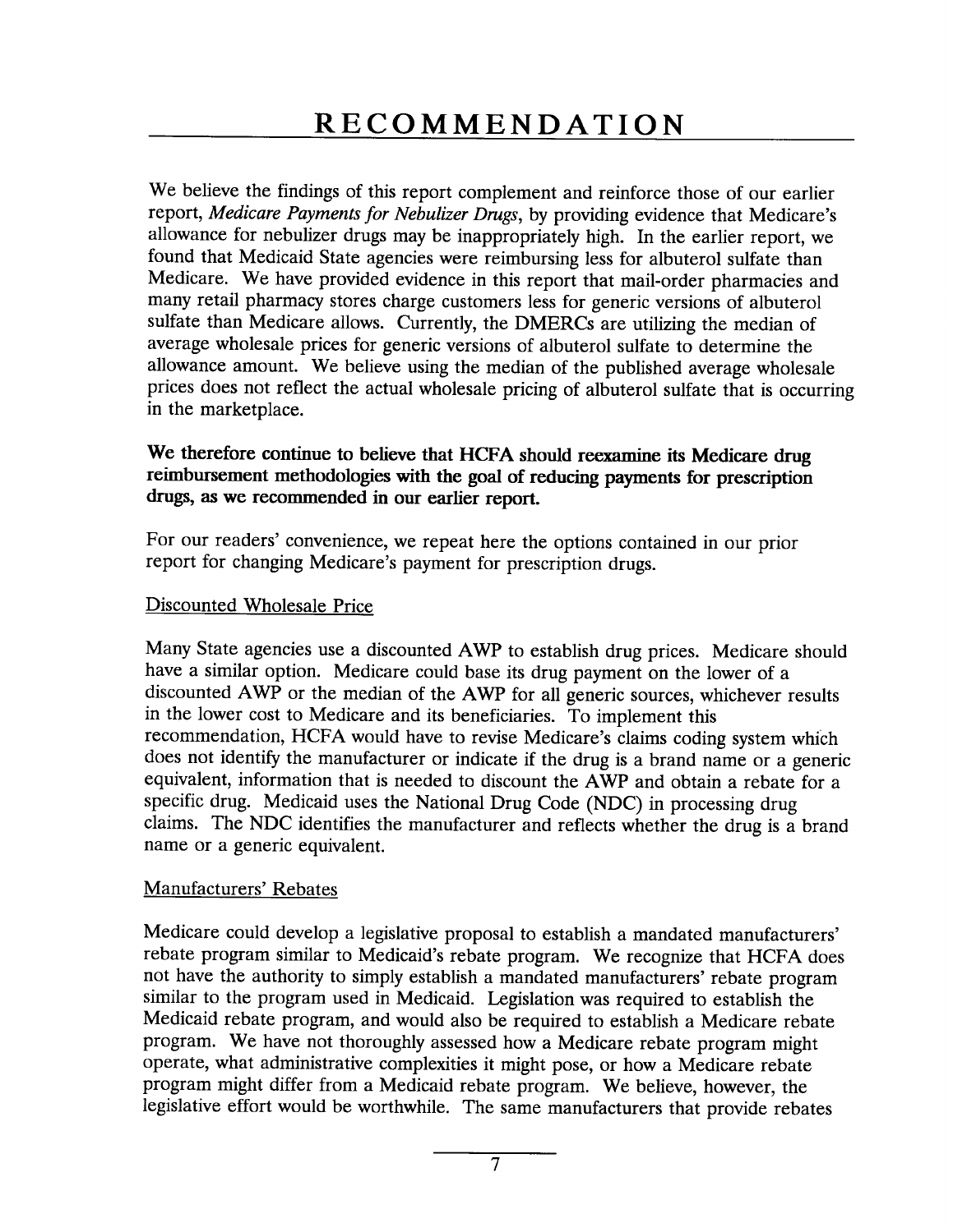# RECOMMENDATION

We believe the findings of this report complement and reinforce those of our earlier report, *Medicare Payments for Nebulizer Drugs*, by providing evidence that Medicare's allowance for nebulizer drugs may be inappropriately high. In the earlier report, we found that Medicaid State agencies were reimbursing less for albuterol sulfate than Medicare. We have provided evidence in this report that mail-order pharmacies and many retail pharmacy stores charge customers less for generic versions of albuterol sulfate than Medicare allows. Currently, the DMERCs are utilizing the median of average wholesale prices for generic versions of albuterol sulfate to determine the allowance amount. We believe using the median of the published average wholesale prices does not reflect the actual wholesale pricing of albuterol sulfate that is occurring in the marketplace.

**We therefore continue to believe that HCFA should reexamine its Medicare drug reimbursement methodologies with the goal of reducing payments for prescription drugs, as we recommended in our earlier report.**

For our readers' convenience, we repeat here the options contained in our prior report for changing Medicare's payment for prescription drugs.

## Discounted Wholesale Price

Many State agencies use a discounted AWP to establish drug prices. Medicare should have a similar option. Medicare could base its drug payment on the lower of a discounted AWP or the median of the AWP for all generic sources, whichever results in the lower cost to Medicare and its beneficiaries. To implement this recommendation, HCFA would have to revise Medicare's claims coding system which does not identify the manufacturer or indicate if the drug is a brand name or a generic equivalent, information that is needed to discount the AWP and obtain a rebate for a specific drug. Medicaid uses the National Drug Code (NDC) in processing drug claims. The NDC identifies the manufacturer and reflects whether the drug is a brand name or a generic equivalent.

## Manufacturers' Rebates

Medicare could develop a legislative proposal to establish a mandated manufacturers' rebate program similar to Medicaid's rebate program. We recognize that HCFA does not have the authority to simply establish a mandated manufacturers' rebate program similar to the program used in Medicaid. Legislation was required to establish the Medicaid rebate program, and would also be required to establish a Medicare rebate program. We have not thoroughly assessed how a Medicare rebate program might operate, what administrative complexities it might pose, or how a Medicare rebate program might differ from a Medicaid rebate program. We believe, however, the legislative effort would be worthwhile. The same manufacturers that provide rebates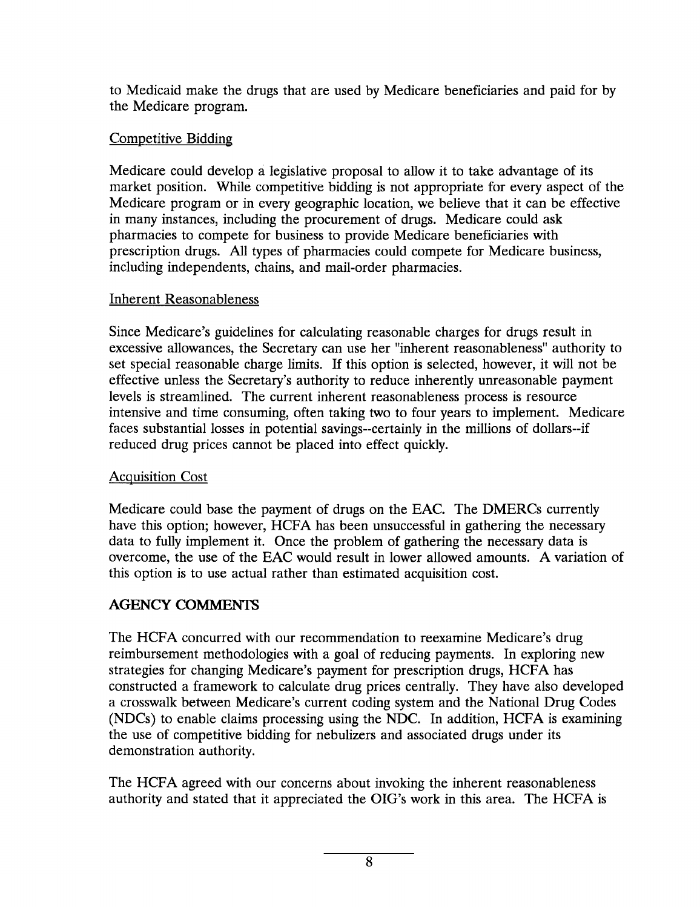to Medicaid make the drugs that are used by Medicare beneficiaries and paid for by the Medicare program.

Competitive Bidding

Medicare could develop a legislative proposal to allow it to take advantage of its market position. While competitive bidding is not appropriate for every aspect of the Medicare program or in every geographic location, we believe that it can be effective in many instances, including the procurement of drugs. Medicare could ask pharmacies to compete for business to provide Medicare beneficiaries with prescription drugs. All types of pharmacies could compete for Medicare business, including independents, chains, and mail-order pharmacies.

Inherent Reasonableness

Since Medicare's guidelines for calculating reasonable charges for drugs result in excessive allowances, the Secretary can use her "inherent reasonableness" authority to set special reasonable charge limits. If this option is selected, however, it will not be effective unless the Secretary's authority to reduce inherently unreasonable payment levels is streamlined. The current inherent reasonableness process is resource intensive and time consuming, often taking two to four years to implement. Medicare faces substantial losses in potential savings--certainly in the millions of dollars--if reduced drug prices cannot be placed into effect quickly.

Acquisition Cost

Medicare could base the payment of drugs on the EAC. The DMERCs currently have this option; however, HCFA has been unsuccessful in gathering the necessary data to fully implement it. Once the problem of gathering the necessary data is overcome, the use of the EAC would result in lower allowed amounts. A variation of this option is to use actual rather than estimated acquisition cost.

## AGENCY COMMENTS

The HCFA concurred with our recommendation to reexamine Medicare's drug reimbursement methodologies with a goal of reducing payments. In exploring new strategies for changing Medicare's payment for prescription drugs, HCFA has constructed a framework to calculate drug prices centrally. They have also developed a crosswalk between Medicare's current coding system and the National Drug Codes (NDCs) to enable claims processing using the NDC. In addition, HCFA is examining the use of competitive bidding for nebulizers and associated drugs under its demonstration authority.

The HCFA agreed with our concerns about invoking the inherent reasonableness authority and stated that it appreciated the OIG's work in this area. The HCFA is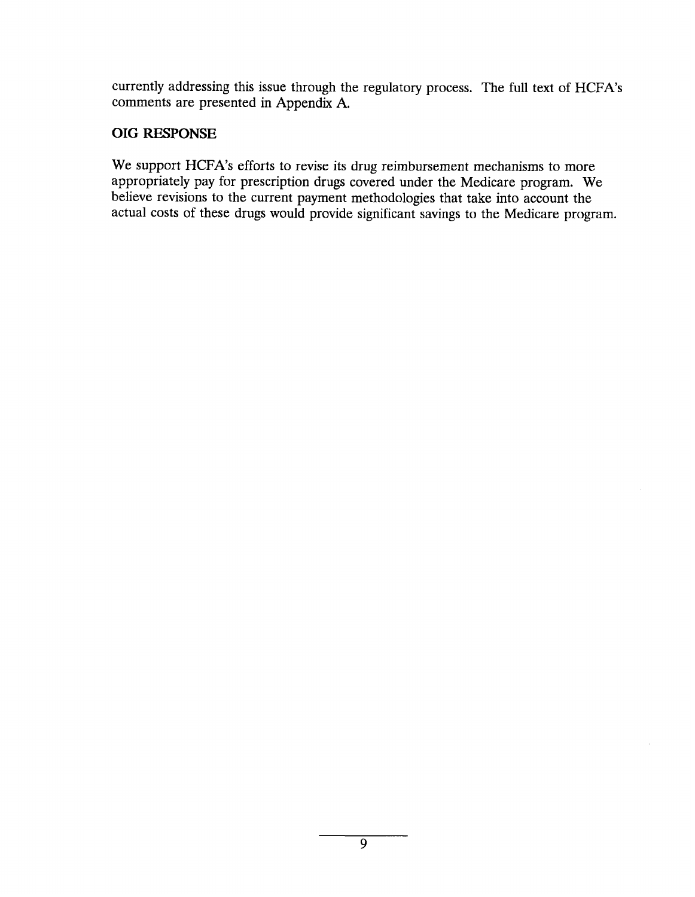currently addressing this issue through the regulatory process. The full text of HCFA's comments are presented in Appendix A.

## OIG RESPONSE

We support HCFA's efforts to revise its drug reimbursement mechanisms to more appropriately pay for prescription drugs covered under the Medicare program. We believe revisions to the current payment methodologies that take into account the actual costs of these drugs would provide significant savings to the Medicare program.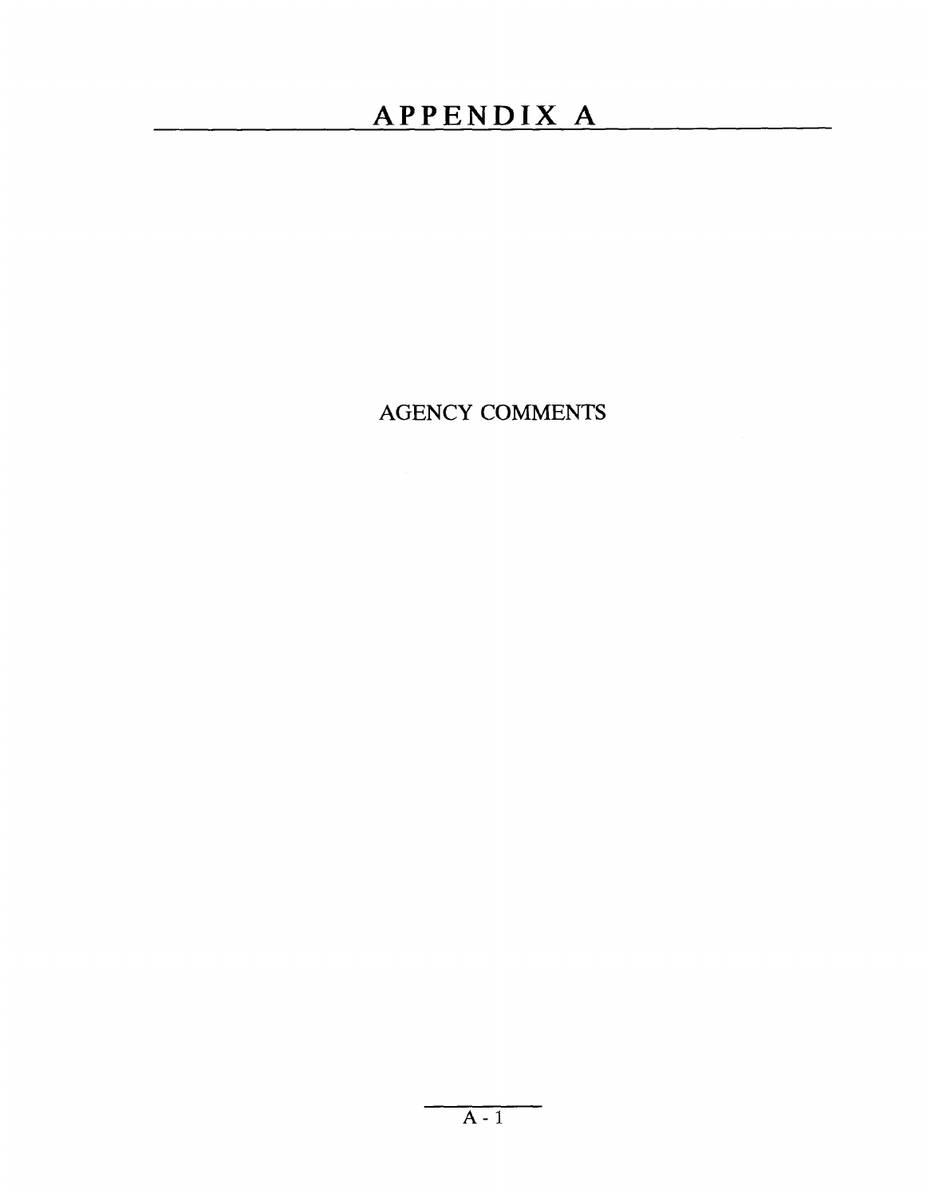# APPENDIX A

AGENCY COMMENTS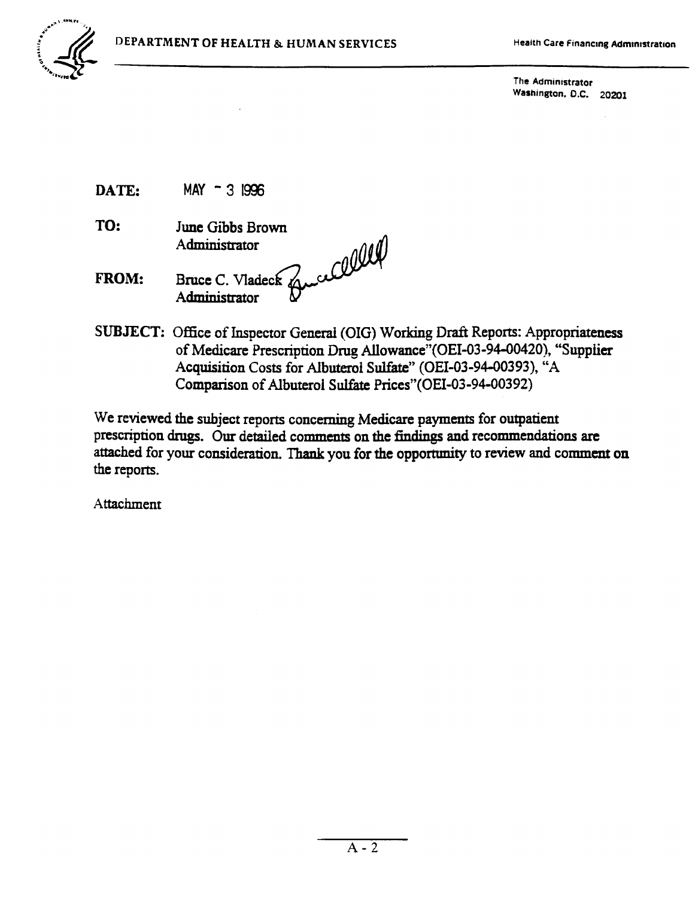DEPARTMENT OF HEALTH & HUMAN SERVICES

Health Care Financing Administration

The Administrator
Washington, D.C. 20201

**DATE:** MAY - 3 1996

**TO:** June Gibbs Brown
Administrator

**FROM:** Bruce C. Vladeck
Administrator

**SUBJECT:** Office of Inspector General (OIG) Working Draft Reports: Appropriateness of Medicare Prescription Drug Allowance"(OEI-03-94-00420), "Supplier Acquisition Costs for Albuterol Sulfate" (OEI-03-94-00393), "A Comparison of Albuterol Sulfate Prices"(OEI-03-94-00392)

We reviewed the subject reports concerning Medicare payments for outpatient prescription drugs. Our detailed comments on the findings and recommendations are attached for your consideration. Thank you for the opportunity to review and comment on the reports.

Attachment

A - 2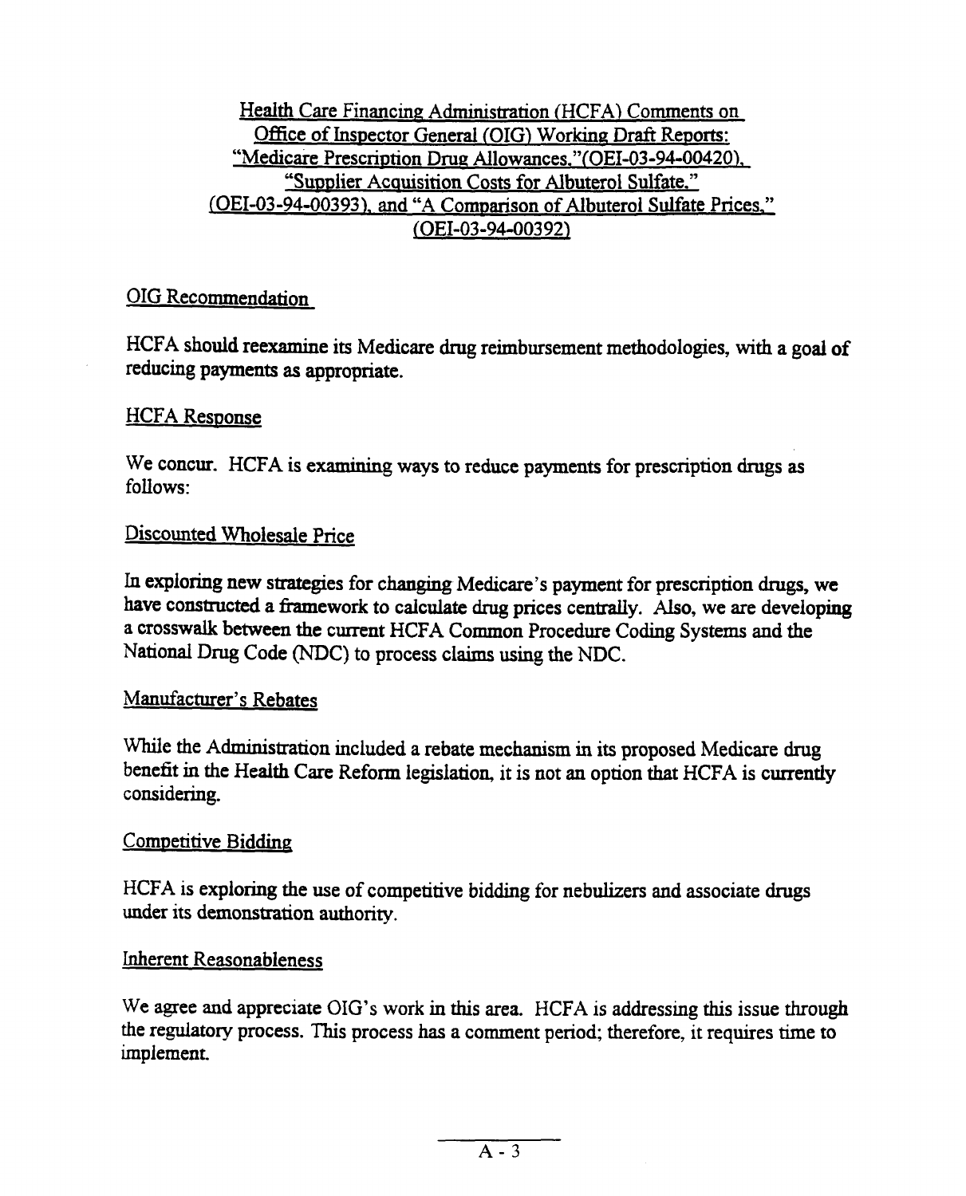Health Care Financing Administration (HCFA) Comments on Office of Inspector General (OIG) Working Draft Reports: "Medicare Prescription Drug Allowances,"(OEI-03-94-00420), "Supplier Acquisition Costs for Albuterol Sulfate," (OEI-03-94-00393), and "A Comparison of Albuterol Sulfate Prices," (OEI-03-94-00392)

OIG Recommendation

HCFA should reexamine its Medicare drug reimbursement methodologies, with a goal of reducing payments as appropriate.

HCFA Response

We concur. HCFA is examining ways to reduce payments for prescription drugs as follows:

Discounted Wholesale Price

In exploring new strategies for changing Medicare's payment for prescription drugs, we have constructed a framework to calculate drug prices centrally. Also, we are developing a crosswalk between the current HCFA Common Procedure Coding Systems and the National Drug Code (NDC) to process claims using the NDC.

Manufacturer's Rebates

While the Administration included a rebate mechanism in its proposed Medicare drug benefit in the Health Care Reform legislation, it is not an option that HCFA is currently considering.

Competitive Bidding

HCFA is exploring the use of competitive bidding for nebulizers and associate drugs under its demonstration authority.

Inherent Reasonableness

We agree and appreciate OIG's work in this area. HCFA is addressing this issue through the regulatory process. This process has a comment period; therefore, it requires time to implement.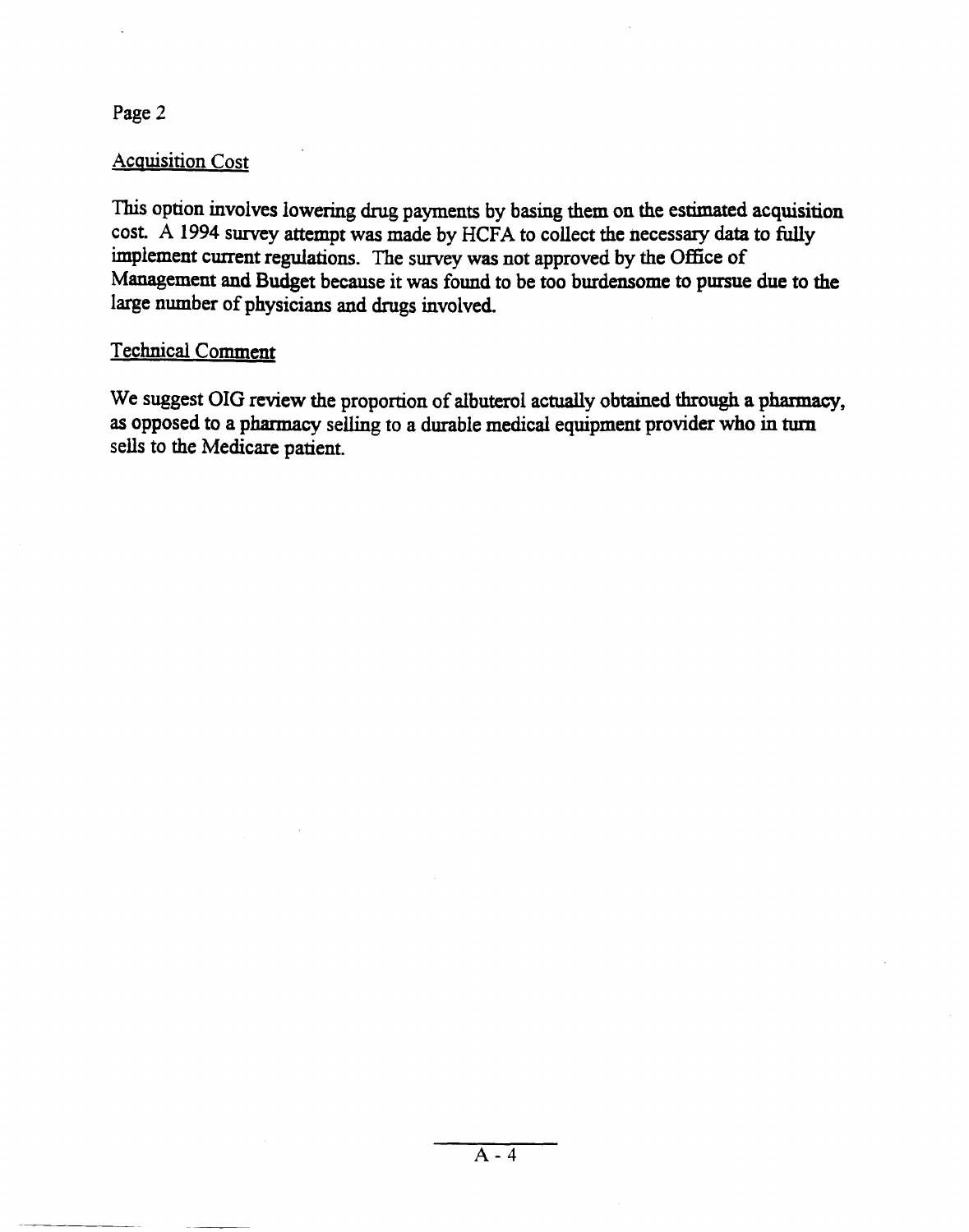Page 2

Acquisition Cost

This option involves lowering drug payments by basing them on the estimated acquisition cost. A 1994 survey attempt was made by HCFA to collect the necessary data to fully implement current regulations. The survey was not approved by the Office of Management and Budget because it was found to be too burdensome to pursue due to the large number of physicians and drugs involved.

Technical Comment

We suggest OIG review the proportion of albuterol actually obtained through a pharmacy, as opposed to a pharmacy selling to a durable medical equipment provider who in turn sells to the Medicare patient.